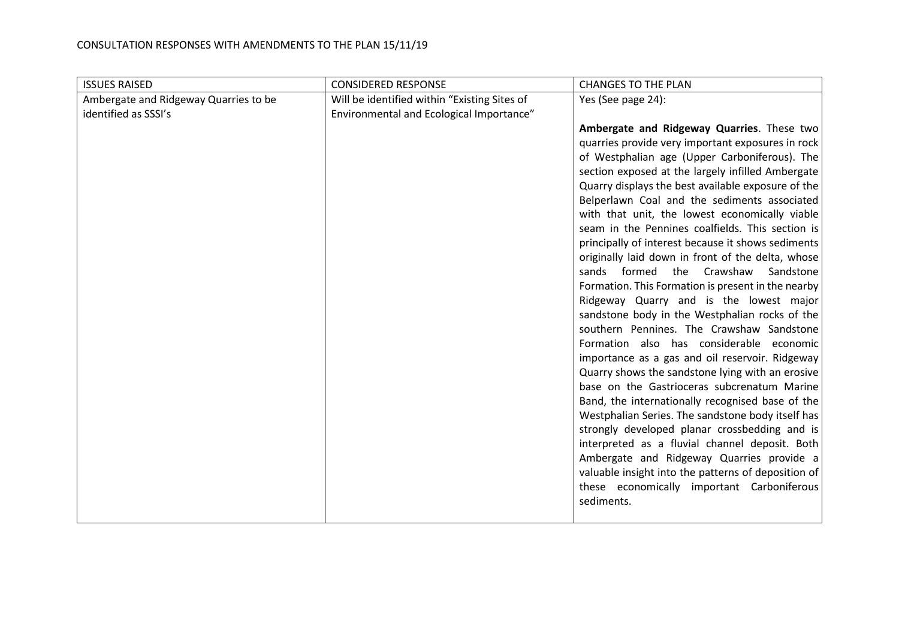CONSULTATION RESPONSES WITH AMENDMENTS TO THE PLAN 15/11/19

| ISSUES RAISED | CONSIDERED RESPONSE | CHANGES TO THE PLAN |
| --- | --- | --- |
| Ambergate and Ridgeway Quarries to be identified as SSSI's | Will be identified within "Existing Sites of Environmental and Ecological Importance" | Yes (See page 24): **Ambergate and Ridgeway Quarries**. These two quarries provide very important exposures in rock of Westphalian age (Upper Carboniferous). The section exposed at the largely infilled Ambergate Quarry displays the best available exposure of the Belperlawn Coal and the sediments associated with that unit, the lowest economically viable seam in the Pennines coalfields. This section is principally of interest because it shows sediments originally laid down in front of the delta, whose sands formed the Crawshaw Sandstone Formation. This Formation is present in the nearby Ridgeway Quarry and is the lowest major sandstone body in the Westphalian rocks of the southern Pennines. The Crawshaw Sandstone Formation also has considerable economic importance as a gas and oil reservoir. Ridgeway Quarry shows the sandstone lying with an erosive base on the Gastrioceras subcrenatum Marine Band, the internationally recognised base of the Westphalian Series. The sandstone body itself has strongly developed planar crossbedding and is interpreted as a fluvial channel deposit. Both Ambergate and Ridgeway Quarries provide a valuable insight into the patterns of deposition of these economically important Carboniferous sediments. |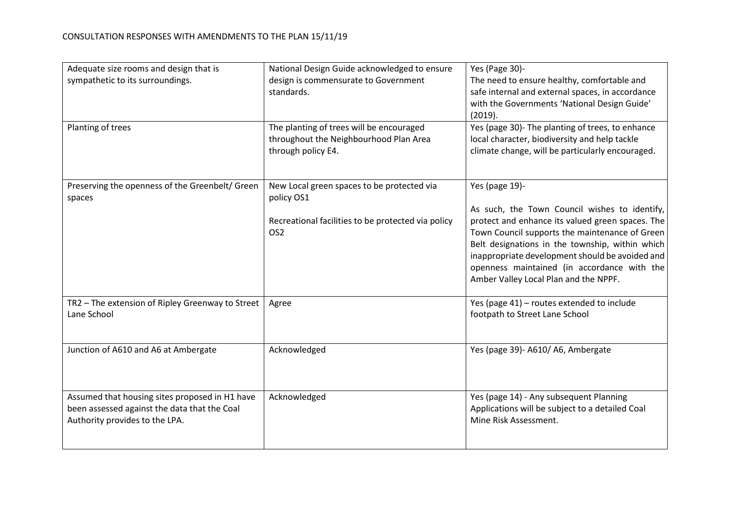CONSULTATION RESPONSES WITH AMENDMENTS TO THE PLAN 15/11/19

| | | |
|---|---|---|
| Adequate size rooms and design that is sympathetic to its surroundings. | National Design Guide acknowledged to ensure design is commensurate to Government standards. | Yes (Page 30)- The need to ensure healthy, comfortable and safe internal and external spaces, in accordance with the Governments 'National Design Guide' (2019). |
| Planting of trees | The planting of trees will be encouraged throughout the Neighbourhood Plan Area through policy E4. | Yes (page 30)- The planting of trees, to enhance local character, biodiversity and help tackle climate change, will be particularly encouraged. |
| Preserving the openness of the Greenbelt/ Green spaces | New Local green spaces to be protected via policy OS1<br><br>Recreational facilities to be protected via policy OS2 | Yes (page 19)-<br><br>As such, the Town Council wishes to identify, protect and enhance its valued green spaces. The Town Council supports the maintenance of Green Belt designations in the township, within which inappropriate development should be avoided and openness maintained (in accordance with the Amber Valley Local Plan and the NPPF. |
| TR2 – The extension of Ripley Greenway to Street Lane School | Agree | Yes (page 41) – routes extended to include footpath to Street Lane School |
| Junction of A610 and A6 at Ambergate | Acknowledged | Yes (page 39)- A610/ A6, Ambergate |
| Assumed that housing sites proposed in H1 have been assessed against the data that the Coal Authority provides to the LPA. | Acknowledged | Yes (page 14) - Any subsequent Planning Applications will be subject to a detailed Coal Mine Risk Assessment. |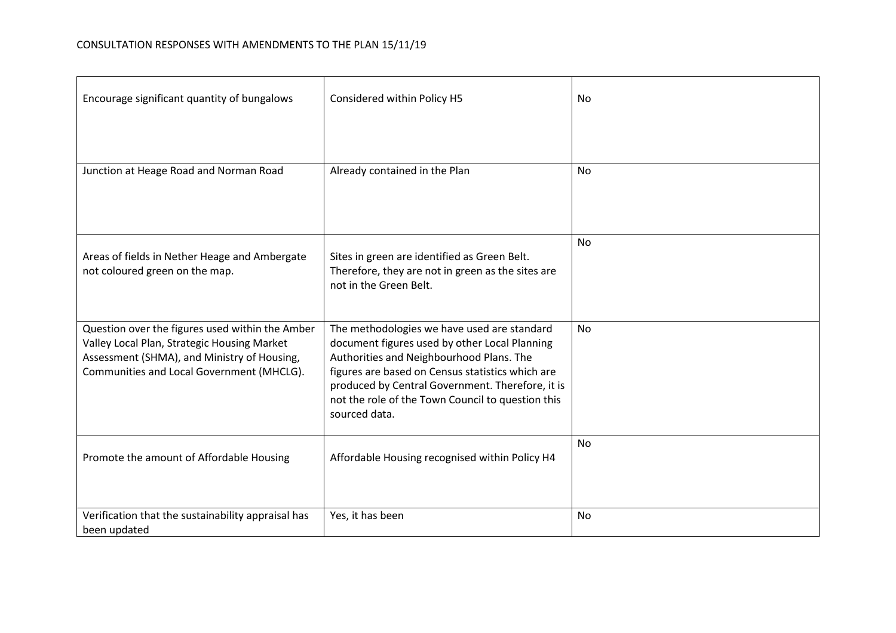CONSULTATION RESPONSES WITH AMENDMENTS TO THE PLAN 15/11/19

| | | |
|---|---|---|
| Encourage significant quantity of bungalows | Considered within Policy H5 | No |
| Junction at Heage Road and Norman Road | Already contained in the Plan | No |
| Areas of fields in Nether Heage and Ambergate not coloured green on the map. | Sites in green are identified as Green Belt. Therefore, they are not in green as the sites are not in the Green Belt. | No |
| Question over the figures used within the Amber Valley Local Plan, Strategic Housing Market Assessment (SHMA), and Ministry of Housing, Communities and Local Government (MHCLG). | The methodologies we have used are standard document figures used by other Local Planning Authorities and Neighbourhood Plans. The figures are based on Census statistics which are produced by Central Government. Therefore, it is not the role of the Town Council to question this sourced data. | No |
| Promote the amount of Affordable Housing | Affordable Housing recognised within Policy H4 | No |
| Verification that the sustainability appraisal has been updated | Yes, it has been | No |